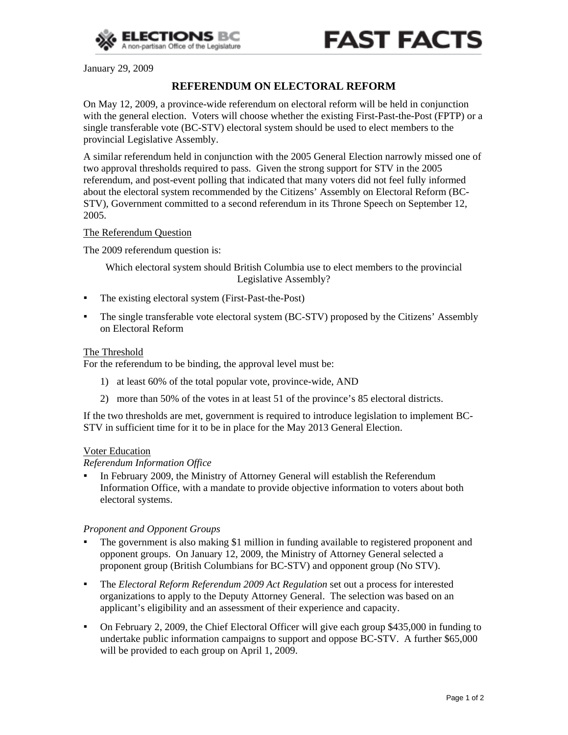ELECTIONS BC
A non-partisan Office of the Legislature

FAST FACTS

January 29, 2009

# REFERENDUM ON ELECTORAL REFORM

On May 12, 2009, a province-wide referendum on electoral reform will be held in conjunction with the general election. Voters will choose whether the existing First-Past-the-Post (FPTP) or a single transferable vote (BC-STV) electoral system should be used to elect members to the provincial Legislative Assembly.

A similar referendum held in conjunction with the 2005 General Election narrowly missed one of two approval thresholds required to pass. Given the strong support for STV in the 2005 referendum, and post-event polling that indicated that many voters did not feel fully informed about the electoral system recommended by the Citizens' Assembly on Electoral Reform (BC-STV), Government committed to a second referendum in its Throne Speech on September 12, 2005.

## The Referendum Question

The 2009 referendum question is:

Which electoral system should British Columbia use to elect members to the provincial Legislative Assembly?

- The existing electoral system (First-Past-the-Post)
- The single transferable vote electoral system (BC-STV) proposed by the Citizens' Assembly on Electoral Reform

## The Threshold

For the referendum to be binding, the approval level must be:

1) at least 60% of the total popular vote, province-wide, AND
2) more than 50% of the votes in at least 51 of the province's 85 electoral districts.

If the two thresholds are met, government is required to introduce legislation to implement BC-STV in sufficient time for it to be in place for the May 2013 General Election.

## Voter Education

*Referendum Information Office*

- In February 2009, the Ministry of Attorney General will establish the Referendum Information Office, with a mandate to provide objective information to voters about both electoral systems.

*Proponent and Opponent Groups*

- The government is also making $1 million in funding available to registered proponent and opponent groups. On January 12, 2009, the Ministry of Attorney General selected a proponent group (British Columbians for BC-STV) and opponent group (No STV).
- The *Electoral Reform Referendum 2009 Act Regulation* set out a process for interested organizations to apply to the Deputy Attorney General. The selection was based on an applicant's eligibility and an assessment of their experience and capacity.
- On February 2, 2009, the Chief Electoral Officer will give each group $435,000 in funding to undertake public information campaigns to support and oppose BC-STV. A further $65,000 will be provided to each group on April 1, 2009.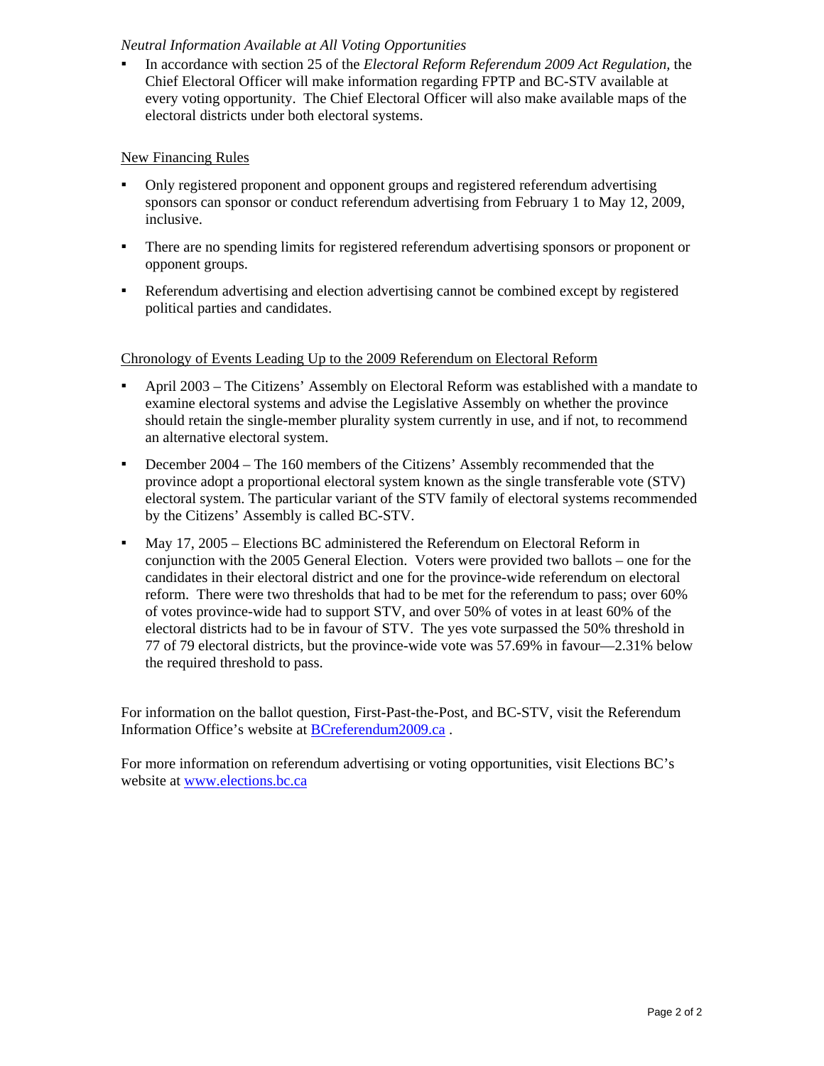*Neutral Information Available at All Voting Opportunities*

- In accordance with section 25 of the *Electoral Reform Referendum 2009 Act Regulation*, the Chief Electoral Officer will make information regarding FPTP and BC-STV available at every voting opportunity. The Chief Electoral Officer will also make available maps of the electoral districts under both electoral systems.

New Financing Rules

- Only registered proponent and opponent groups and registered referendum advertising sponsors can sponsor or conduct referendum advertising from February 1 to May 12, 2009, inclusive.
- There are no spending limits for registered referendum advertising sponsors or proponent or opponent groups.
- Referendum advertising and election advertising cannot be combined except by registered political parties and candidates.

Chronology of Events Leading Up to the 2009 Referendum on Electoral Reform

- April 2003 – The Citizens' Assembly on Electoral Reform was established with a mandate to examine electoral systems and advise the Legislative Assembly on whether the province should retain the single-member plurality system currently in use, and if not, to recommend an alternative electoral system.
- December 2004 – The 160 members of the Citizens' Assembly recommended that the province adopt a proportional electoral system known as the single transferable vote (STV) electoral system. The particular variant of the STV family of electoral systems recommended by the Citizens' Assembly is called BC-STV.
- May 17, 2005 – Elections BC administered the Referendum on Electoral Reform in conjunction with the 2005 General Election. Voters were provided two ballots – one for the candidates in their electoral district and one for the province-wide referendum on electoral reform. There were two thresholds that had to be met for the referendum to pass; over 60% of votes province-wide had to support STV, and over 50% of votes in at least 60% of the electoral districts had to be in favour of STV. The yes vote surpassed the 50% threshold in 77 of 79 electoral districts, but the province-wide vote was 57.69% in favour—2.31% below the required threshold to pass.

For information on the ballot question, First-Past-the-Post, and BC-STV, visit the Referendum Information Office's website at BCreferendum2009.ca .

For more information on referendum advertising or voting opportunities, visit Elections BC's website at www.elections.bc.ca